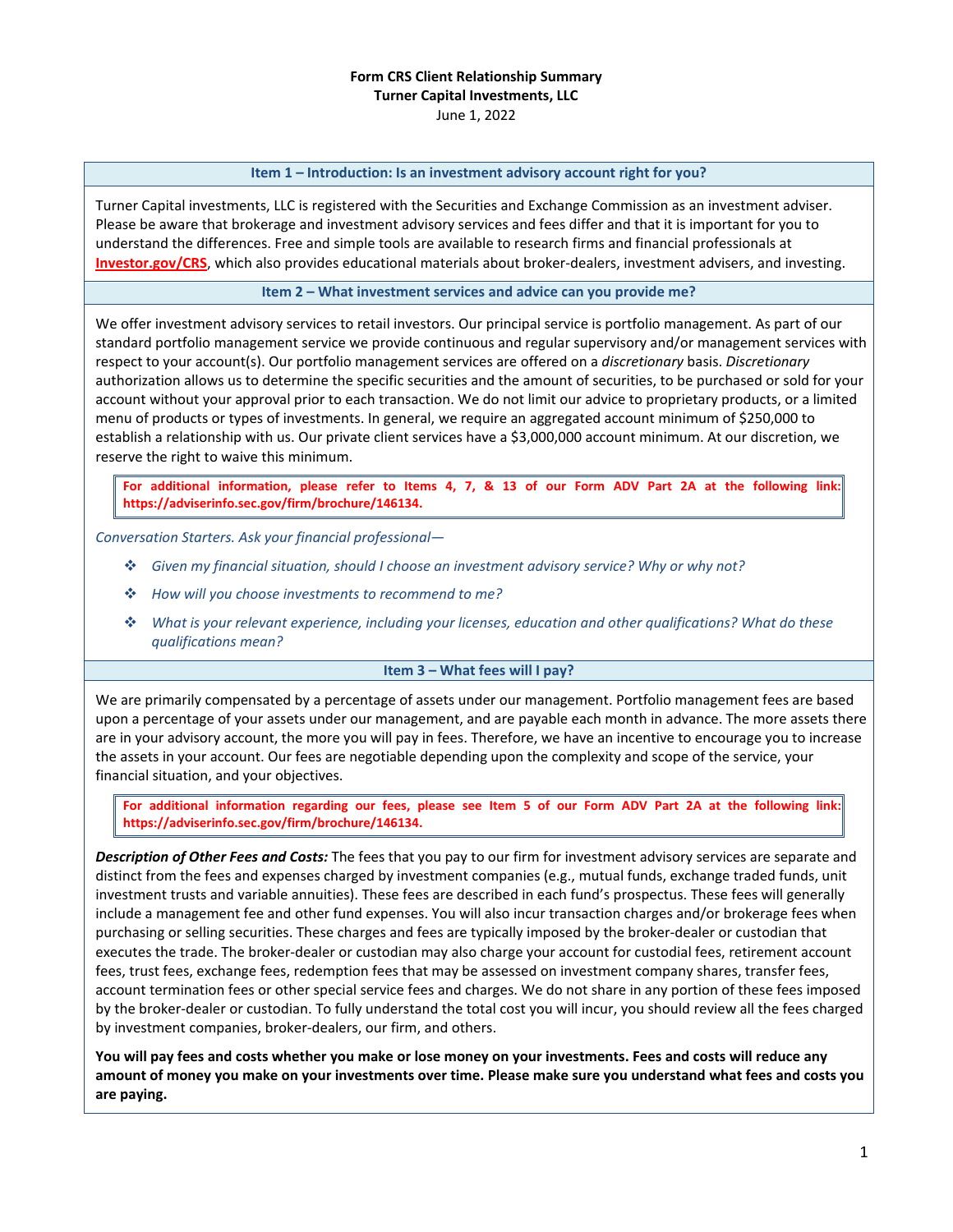**Form CRS Client Relationship Summary**
**Turner Capital Investments, LLC**
June 1, 2022

## Item 1 – Introduction: Is an investment advisory account right for you?

Turner Capital investments, LLC is registered with the Securities and Exchange Commission as an investment adviser. Please be aware that brokerage and investment advisory services and fees differ and that it is important for you to understand the differences. Free and simple tools are available to research firms and financial professionals at **Investor.gov/CRS**, which also provides educational materials about broker-dealers, investment advisers, and investing.

## Item 2 – What investment services and advice can you provide me?

We offer investment advisory services to retail investors. Our principal service is portfolio management. As part of our standard portfolio management service we provide continuous and regular supervisory and/or management services with respect to your account(s). Our portfolio management services are offered on a *discretionary* basis. *Discretionary* authorization allows us to determine the specific securities and the amount of securities, to be purchased or sold for your account without your approval prior to each transaction. We do not limit our advice to proprietary products, or a limited menu of products or types of investments. In general, we require an aggregated account minimum of $250,000 to establish a relationship with us. Our private client services have a $3,000,000 account minimum. At our discretion, we reserve the right to waive this minimum.

**For additional information, please refer to Items 4, 7, & 13 of our Form ADV Part 2A at the following link: https://adviserinfo.sec.gov/firm/brochure/146134.**

*Conversation Starters. Ask your financial professional—*

- *Given my financial situation, should I choose an investment advisory service? Why or why not?*
- *How will you choose investments to recommend to me?*
- *What is your relevant experience, including your licenses, education and other qualifications? What do these qualifications mean?*

## Item 3 – What fees will I pay?

We are primarily compensated by a percentage of assets under our management. Portfolio management fees are based upon a percentage of your assets under our management, and are payable each month in advance. The more assets there are in your advisory account, the more you will pay in fees. Therefore, we have an incentive to encourage you to increase the assets in your account. Our fees are negotiable depending upon the complexity and scope of the service, your financial situation, and your objectives.

**For additional information regarding our fees, please see Item 5 of our Form ADV Part 2A at the following link: https://adviserinfo.sec.gov/firm/brochure/146134.**

***Description of Other Fees and Costs:*** The fees that you pay to our firm for investment advisory services are separate and distinct from the fees and expenses charged by investment companies (e.g., mutual funds, exchange traded funds, unit investment trusts and variable annuities). These fees are described in each fund's prospectus. These fees will generally include a management fee and other fund expenses. You will also incur transaction charges and/or brokerage fees when purchasing or selling securities. These charges and fees are typically imposed by the broker-dealer or custodian that executes the trade. The broker-dealer or custodian may also charge your account for custodial fees, retirement account fees, trust fees, exchange fees, redemption fees that may be assessed on investment company shares, transfer fees, account termination fees or other special service fees and charges. We do not share in any portion of these fees imposed by the broker-dealer or custodian. To fully understand the total cost you will incur, you should review all the fees charged by investment companies, broker-dealers, our firm, and others.

**You will pay fees and costs whether you make or lose money on your investments. Fees and costs will reduce any amount of money you make on your investments over time. Please make sure you understand what fees and costs you are paying.**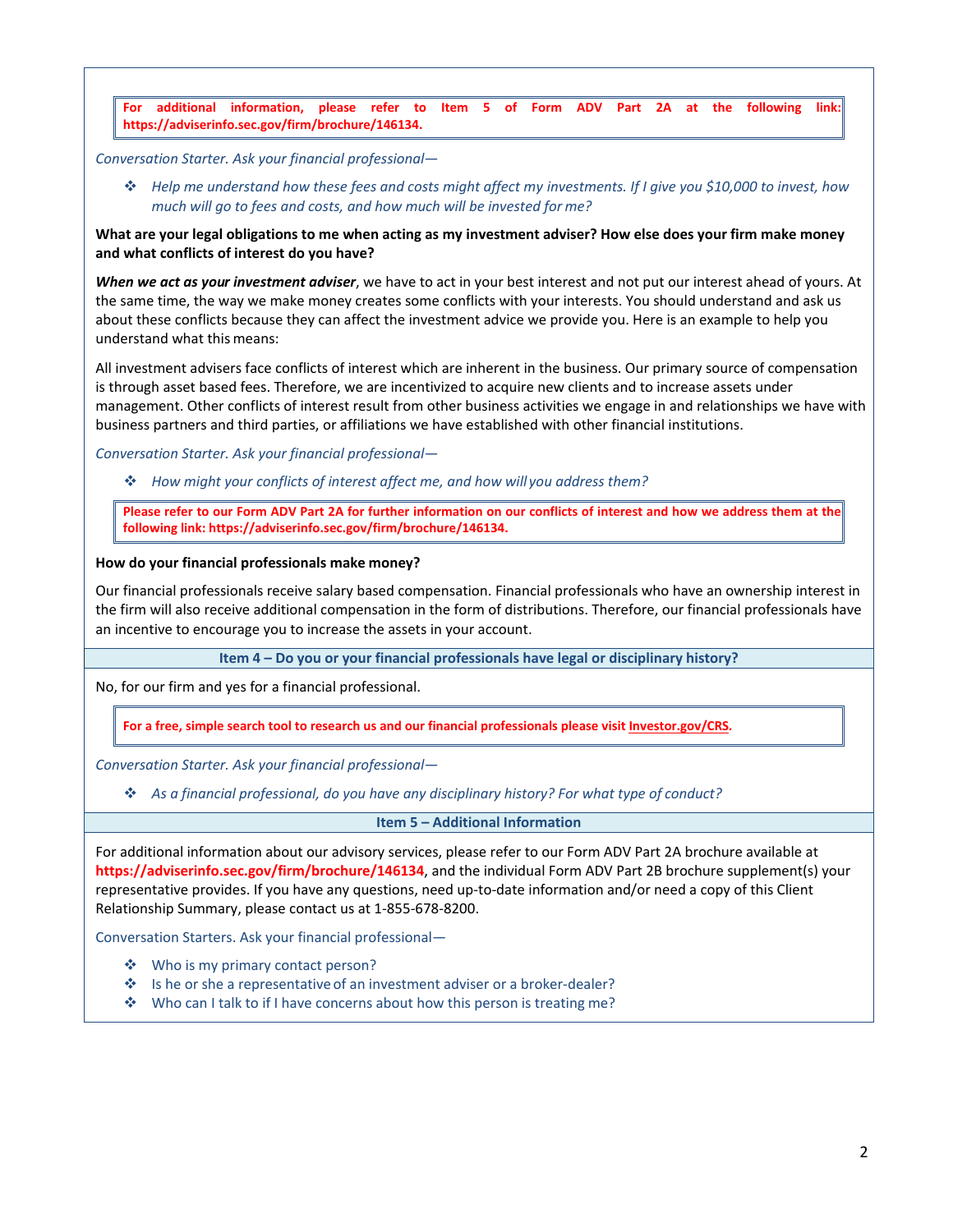**For additional information, please refer to Item 5 of Form ADV Part 2A at the following link: https://adviserinfo.sec.gov/firm/brochure/146134.**

*Conversation Starter. Ask your financial professional—*

- *Help me understand how these fees and costs might affect my investments. If I give you $10,000 to invest, how much will go to fees and costs, and how much will be invested for me?*

**What are your legal obligations to me when acting as my investment adviser? How else does your firm make money and what conflicts of interest do you have?**

***When we act as your investment adviser***, we have to act in your best interest and not put our interest ahead of yours. At the same time, the way we make money creates some conflicts with your interests. You should understand and ask us about these conflicts because they can affect the investment advice we provide you. Here is an example to help you understand what this means:

All investment advisers face conflicts of interest which are inherent in the business. Our primary source of compensation is through asset based fees. Therefore, we are incentivized to acquire new clients and to increase assets under management. Other conflicts of interest result from other business activities we engage in and relationships we have with business partners and third parties, or affiliations we have established with other financial institutions.

*Conversation Starter. Ask your financial professional—*

- *How might your conflicts of interest affect me, and how will you address them?*

**Please refer to our Form ADV Part 2A for further information on our conflicts of interest and how we address them at the following link: https://adviserinfo.sec.gov/firm/brochure/146134.**

**How do your financial professionals make money?**

Our financial professionals receive salary based compensation. Financial professionals who have an ownership interest in the firm will also receive additional compensation in the form of distributions. Therefore, our financial professionals have an incentive to encourage you to increase the assets in your account.

## Item 4 – Do you or your financial professionals have legal or disciplinary history?

No, for our firm and yes for a financial professional.

**For a free, simple search tool to research us and our financial professionals please visit Investor.gov/CRS.**

*Conversation Starter. Ask your financial professional—*

- *As a financial professional, do you have any disciplinary history? For what type of conduct?*

## Item 5 – Additional Information

For additional information about our advisory services, please refer to our Form ADV Part 2A brochure available at **https://adviserinfo.sec.gov/firm/brochure/146134**, and the individual Form ADV Part 2B brochure supplement(s) your representative provides. If you have any questions, need up-to-date information and/or need a copy of this Client Relationship Summary, please contact us at 1-855-678-8200.

Conversation Starters. Ask your financial professional—

- Who is my primary contact person?
- Is he or she a representative of an investment adviser or a broker-dealer?
- Who can I talk to if I have concerns about how this person is treating me?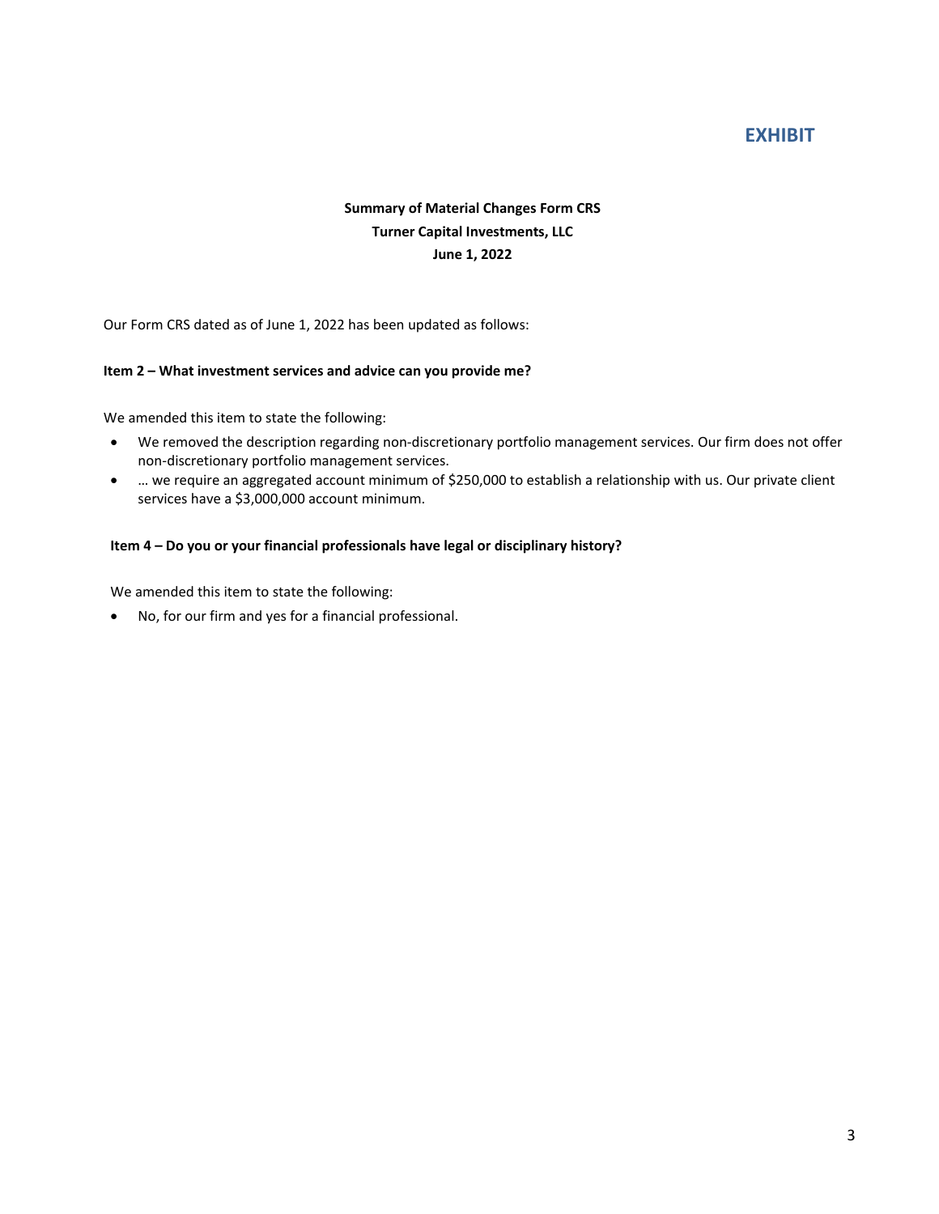## EXHIBIT

**Summary of Material Changes Form CRS**
**Turner Capital Investments, LLC**
**June 1, 2022**

Our Form CRS dated as of June 1, 2022 has been updated as follows:

**Item 2 – What investment services and advice can you provide me?**

We amended this item to state the following:

- We removed the description regarding non-discretionary portfolio management services. Our firm does not offer non-discretionary portfolio management services.
- … we require an aggregated account minimum of $250,000 to establish a relationship with us. Our private client services have a $3,000,000 account minimum.

**Item 4 – Do you or your financial professionals have legal or disciplinary history?**

We amended this item to state the following:

- No, for our firm and yes for a financial professional.